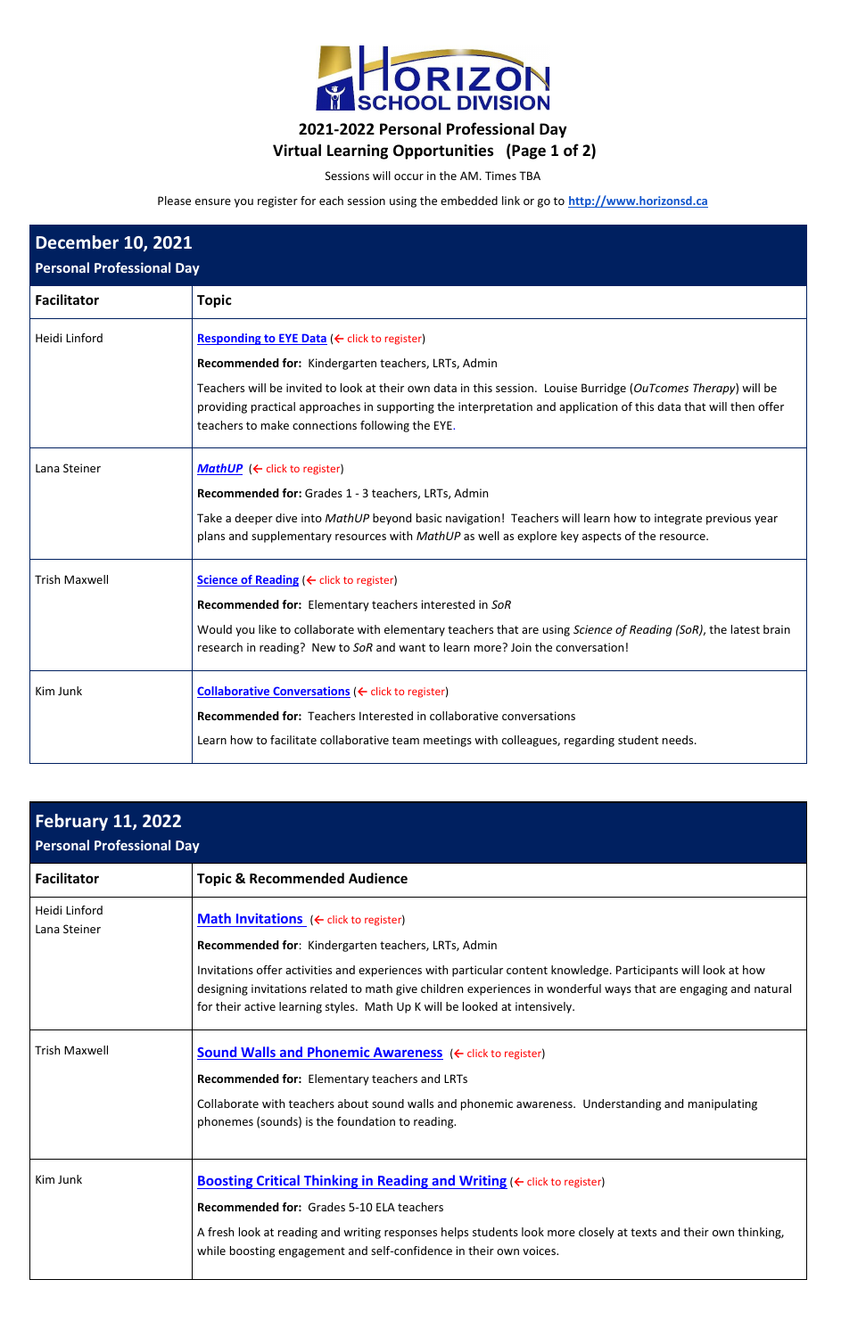# HORIZON SCHOOL DIVISION

## 2021-2022 Personal Professional Day
## Virtual Learning Opportunities (Page 1 of 2)

Sessions will occur in the AM. Times TBA

Please ensure you register for each session using the embedded link or go to **http://www.horizonsd.ca**

### December 10, 2021
**Personal Professional Day**

| Facilitator | Topic |
|---|---|
| Heidi Linford | **Responding to EYE Data** (← click to register)<br><br>**Recommended for:** Kindergarten teachers, LRTs, Admin<br><br>Teachers will be invited to look at their own data in this session. Louise Burridge (*OuTcomes Therapy*) will be providing practical approaches in supporting the interpretation and application of this data that will then offer teachers to make connections following the EYE. |
| Lana Steiner | ***MathUP*** (← click to register)<br><br>**Recommended for:** Grades 1 - 3 teachers, LRTs, Admin<br><br>Take a deeper dive into *MathUP* beyond basic navigation! Teachers will learn how to integrate previous year plans and supplementary resources with *MathUP* as well as explore key aspects of the resource. |
| Trish Maxwell | **Science of Reading** (← click to register)<br><br>**Recommended for:** Elementary teachers interested in *SoR*<br><br>Would you like to collaborate with elementary teachers that are using *Science of Reading (SoR)*, the latest brain research in reading? New to *SoR* and want to learn more? Join the conversation! |
| Kim Junk | **Collaborative Conversations** (← click to register)<br><br>**Recommended for:** Teachers Interested in collaborative conversations<br><br>Learn how to facilitate collaborative team meetings with colleagues, regarding student needs. |

### February 11, 2022
**Personal Professional Day**

| Facilitator | Topic & Recommended Audience |
|---|---|
| Heidi Linford<br>Lana Steiner | **Math Invitations** (← click to register)<br><br>**Recommended for**: Kindergarten teachers, LRTs, Admin<br><br>Invitations offer activities and experiences with particular content knowledge. Participants will look at how designing invitations related to math give children experiences in wonderful ways that are engaging and natural for their active learning styles. Math Up K will be looked at intensively. |
| Trish Maxwell | **Sound Walls and Phonemic Awareness** (← click to register)<br><br>**Recommended for:** Elementary teachers and LRTs<br><br>Collaborate with teachers about sound walls and phonemic awareness. Understanding and manipulating phonemes (sounds) is the foundation to reading. |
| Kim Junk | **Boosting Critical Thinking in Reading and Writing** (← click to register)<br><br>**Recommended for:** Grades 5-10 ELA teachers<br><br>A fresh look at reading and writing responses helps students look more closely at texts and their own thinking, while boosting engagement and self-confidence in their own voices. |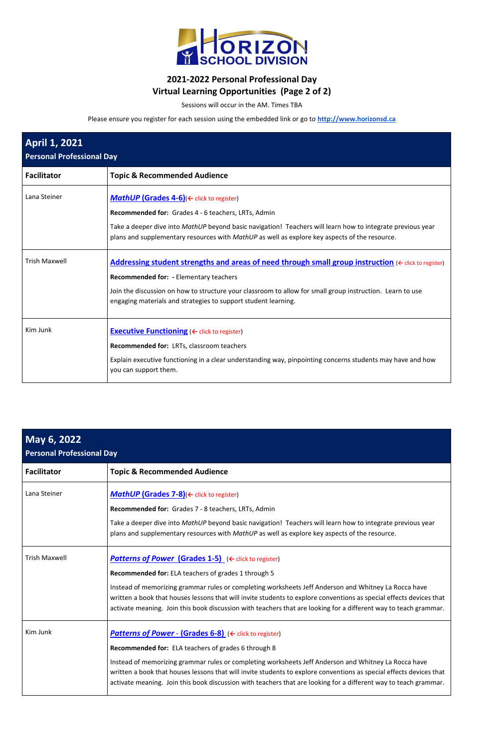HORIZON SCHOOL DIVISION

## 2021-2022 Personal Professional Day
## Virtual Learning Opportunities (Page 2 of 2)

Sessions will occur in the AM. Times TBA

Please ensure you register for each session using the embedded link or go to http://www.horizonsd.ca

## April 1, 2021
**Personal Professional Day**

| Facilitator | Topic & Recommended Audience |
|---|---|
| Lana Steiner | ***MathUP* (Grades 4-6)**(← click to register)<br><br>**Recommended for:** Grades 4 - 6 teachers, LRTs, Admin<br><br>Take a deeper dive into *MathUP* beyond basic navigation! Teachers will learn how to integrate previous year plans and supplementary resources with *MathUP* as well as explore key aspects of the resource. |
| Trish Maxwell | **Addressing student strengths and areas of need through small group instruction** (← click to register)<br><br>**Recommended for:** - Elementary teachers<br><br>Join the discussion on how to structure your classroom to allow for small group instruction. Learn to use engaging materials and strategies to support student learning. |
| Kim Junk | **Executive Functioning** (← click to register)<br><br>**Recommended for:** LRTs, classroom teachers<br><br>Explain executive functioning in a clear understanding way, pinpointing concerns students may have and how you can support them. |

## May 6, 2022
**Personal Professional Day**

| Facilitator | Topic & Recommended Audience |
|---|---|
| Lana Steiner | ***MathUP* (Grades 7-8)**(← click to register)<br><br>**Recommended for:** Grades 7 - 8 teachers, LRTs, Admin<br><br>Take a deeper dive into *MathUP* beyond basic navigation! Teachers will learn how to integrate previous year plans and supplementary resources with *MathUP* as well as explore key aspects of the resource. |
| Trish Maxwell | ***Patterns of Power* (Grades 1-5)** (← click to register)<br><br>**Recommended for:** ELA teachers of grades 1 through 5<br><br>Instead of memorizing grammar rules or completing worksheets Jeff Anderson and Whitney La Rocca have written a book that houses lessons that will invite students to explore conventions as special effects devices that activate meaning. Join this book discussion with teachers that are looking for a different way to teach grammar. |
| Kim Junk | ***Patterns of Power* - (Grades 6-8)** (← click to register)<br><br>**Recommended for:** ELA teachers of grades 6 through 8<br><br>Instead of memorizing grammar rules or completing worksheets Jeff Anderson and Whitney La Rocca have written a book that houses lessons that will invite students to explore conventions as special effects devices that activate meaning. Join this book discussion with teachers that are looking for a different way to teach grammar. |